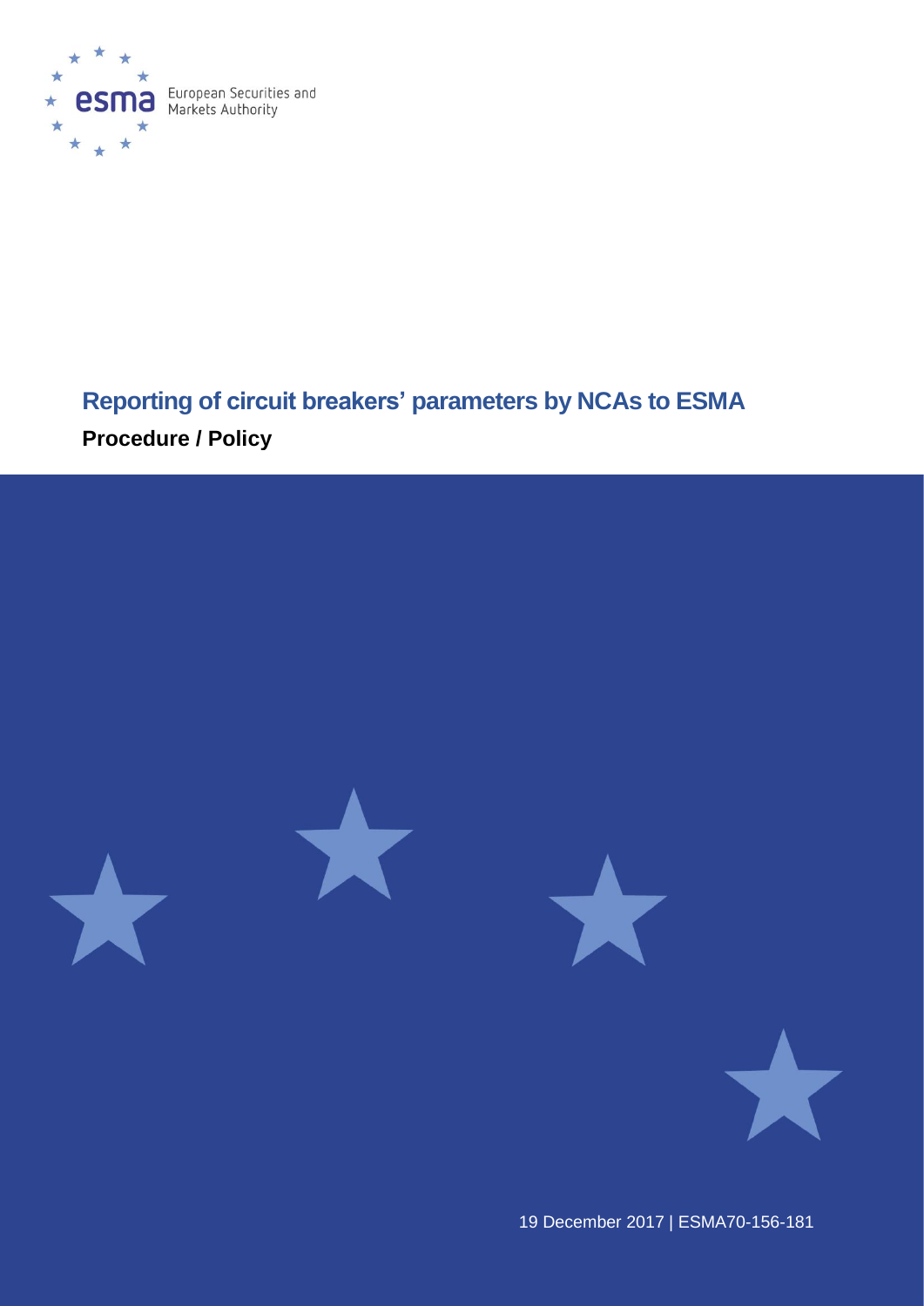European Securities and Markets Authority

# Reporting of circuit breakers' parameters by NCAs to ESMA

## Procedure / Policy

19 December 2017 | ESMA70-156-181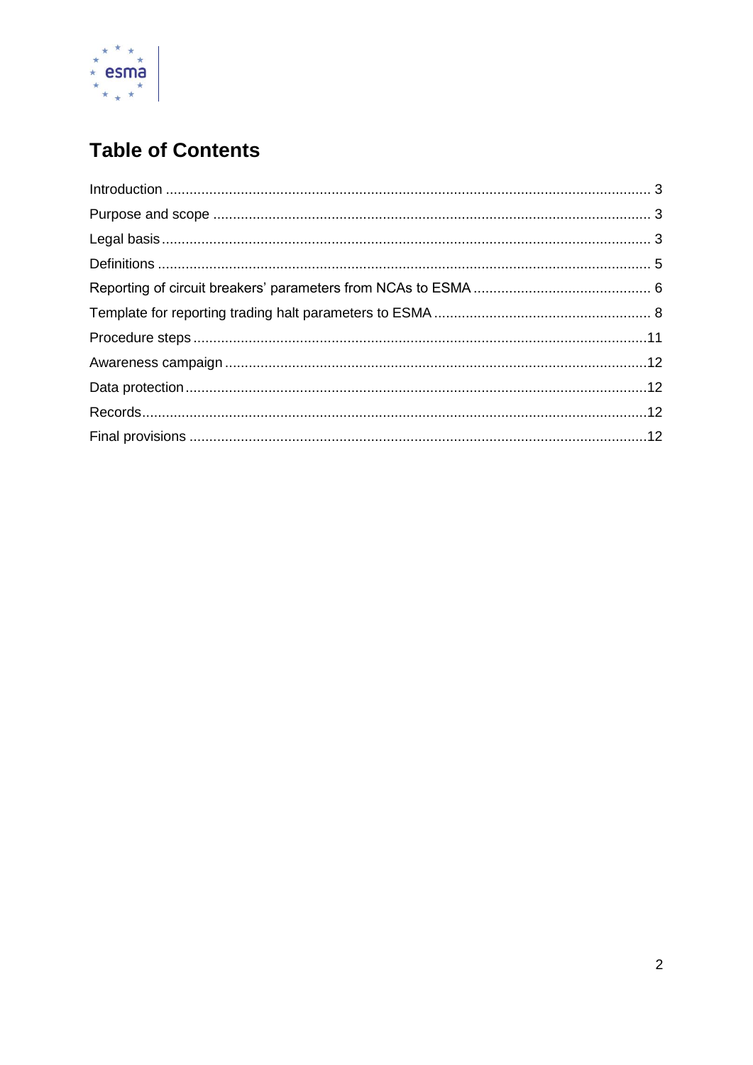# Table of Contents

Introduction ........................................................................................................................ 3

Purpose and scope ............................................................................................................. 3

Legal basis .......................................................................................................................... 3

Definitions ........................................................................................................................... 5

Reporting of circuit breakers' parameters from NCAs to ESMA ............................................ 6

Template for reporting trading halt parameters to ESMA ...................................................... 8

Procedure steps .................................................................................................................11

Awareness campaign .........................................................................................................12

Data protection ...................................................................................................................12

Records ..............................................................................................................................12

Final provisions ..................................................................................................................12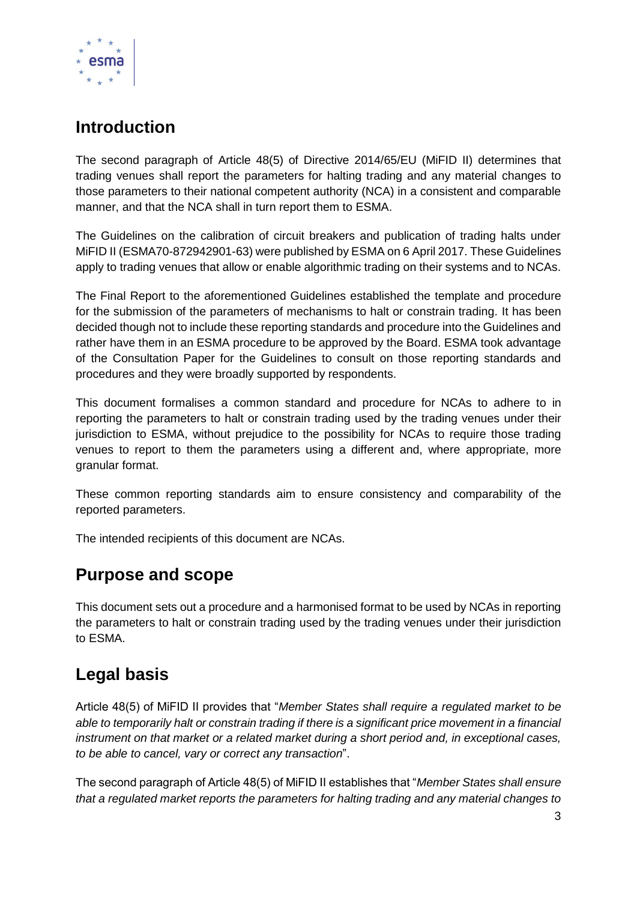## Introduction

The second paragraph of Article 48(5) of Directive 2014/65/EU (MiFID II) determines that trading venues shall report the parameters for halting trading and any material changes to those parameters to their national competent authority (NCA) in a consistent and comparable manner, and that the NCA shall in turn report them to ESMA.

The Guidelines on the calibration of circuit breakers and publication of trading halts under MiFID II (ESMA70-872942901-63) were published by ESMA on 6 April 2017. These Guidelines apply to trading venues that allow or enable algorithmic trading on their systems and to NCAs.

The Final Report to the aforementioned Guidelines established the template and procedure for the submission of the parameters of mechanisms to halt or constrain trading. It has been decided though not to include these reporting standards and procedure into the Guidelines and rather have them in an ESMA procedure to be approved by the Board. ESMA took advantage of the Consultation Paper for the Guidelines to consult on those reporting standards and procedures and they were broadly supported by respondents.

This document formalises a common standard and procedure for NCAs to adhere to in reporting the parameters to halt or constrain trading used by the trading venues under their jurisdiction to ESMA, without prejudice to the possibility for NCAs to require those trading venues to report to them the parameters using a different and, where appropriate, more granular format.

These common reporting standards aim to ensure consistency and comparability of the reported parameters.

The intended recipients of this document are NCAs.

## Purpose and scope

This document sets out a procedure and a harmonised format to be used by NCAs in reporting the parameters to halt or constrain trading used by the trading venues under their jurisdiction to ESMA.

## Legal basis

Article 48(5) of MiFID II provides that "*Member States shall require a regulated market to be able to temporarily halt or constrain trading if there is a significant price movement in a financial instrument on that market or a related market during a short period and, in exceptional cases, to be able to cancel, vary or correct any transaction*".

The second paragraph of Article 48(5) of MiFID II establishes that "*Member States shall ensure that a regulated market reports the parameters for halting trading and any material changes to*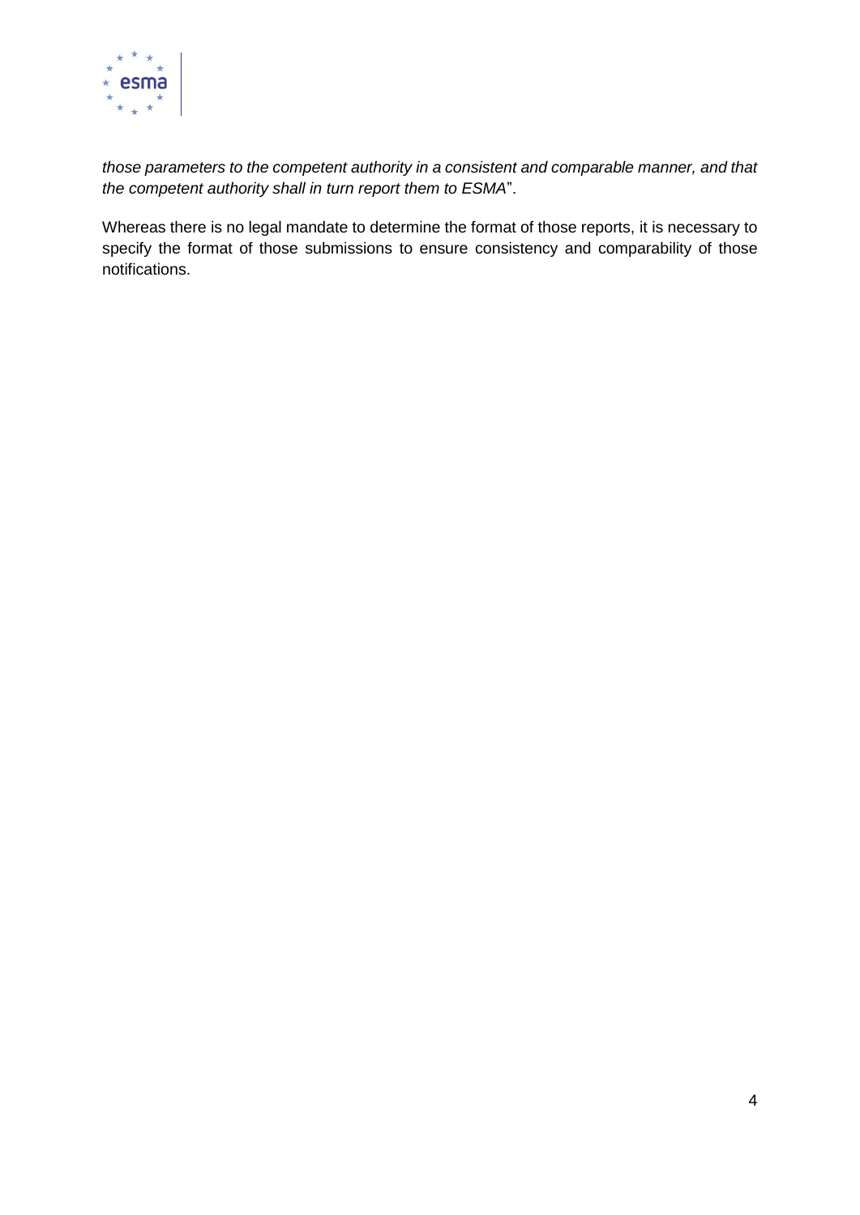*those parameters to the competent authority in a consistent and comparable manner, and that the competent authority shall in turn report them to ESMA*".

Whereas there is no legal mandate to determine the format of those reports, it is necessary to specify the format of those submissions to ensure consistency and comparability of those notifications.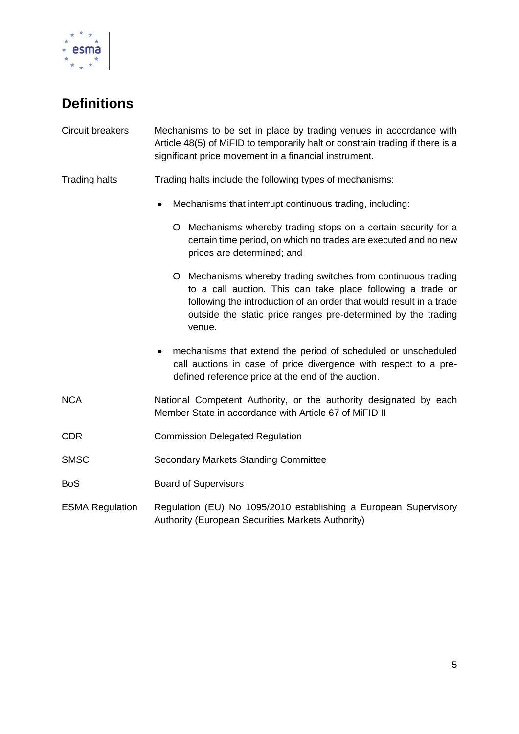# Definitions

| | |
|---|---|
| Circuit breakers | Mechanisms to be set in place by trading venues in accordance with Article 48(5) of MiFID to temporarily halt or constrain trading if there is a significant price movement in a financial instrument. |
| Trading halts | Trading halts include the following types of mechanisms:<br>• Mechanisms that interrupt continuous trading, including:<br>o Mechanisms whereby trading stops on a certain security for a certain time period, on which no trades are executed and no new prices are determined; and<br>o Mechanisms whereby trading switches from continuous trading to a call auction. This can take place following a trade or following the introduction of an order that would result in a trade outside the static price ranges pre-determined by the trading venue.<br>• mechanisms that extend the period of scheduled or unscheduled call auctions in case of price divergence with respect to a pre-defined reference price at the end of the auction. |
| NCA | National Competent Authority, or the authority designated by each Member State in accordance with Article 67 of MiFID II |
| CDR | Commission Delegated Regulation |
| SMSC | Secondary Markets Standing Committee |
| BoS | Board of Supervisors |
| ESMA Regulation | Regulation (EU) No 1095/2010 establishing a European Supervisory Authority (European Securities Markets Authority) |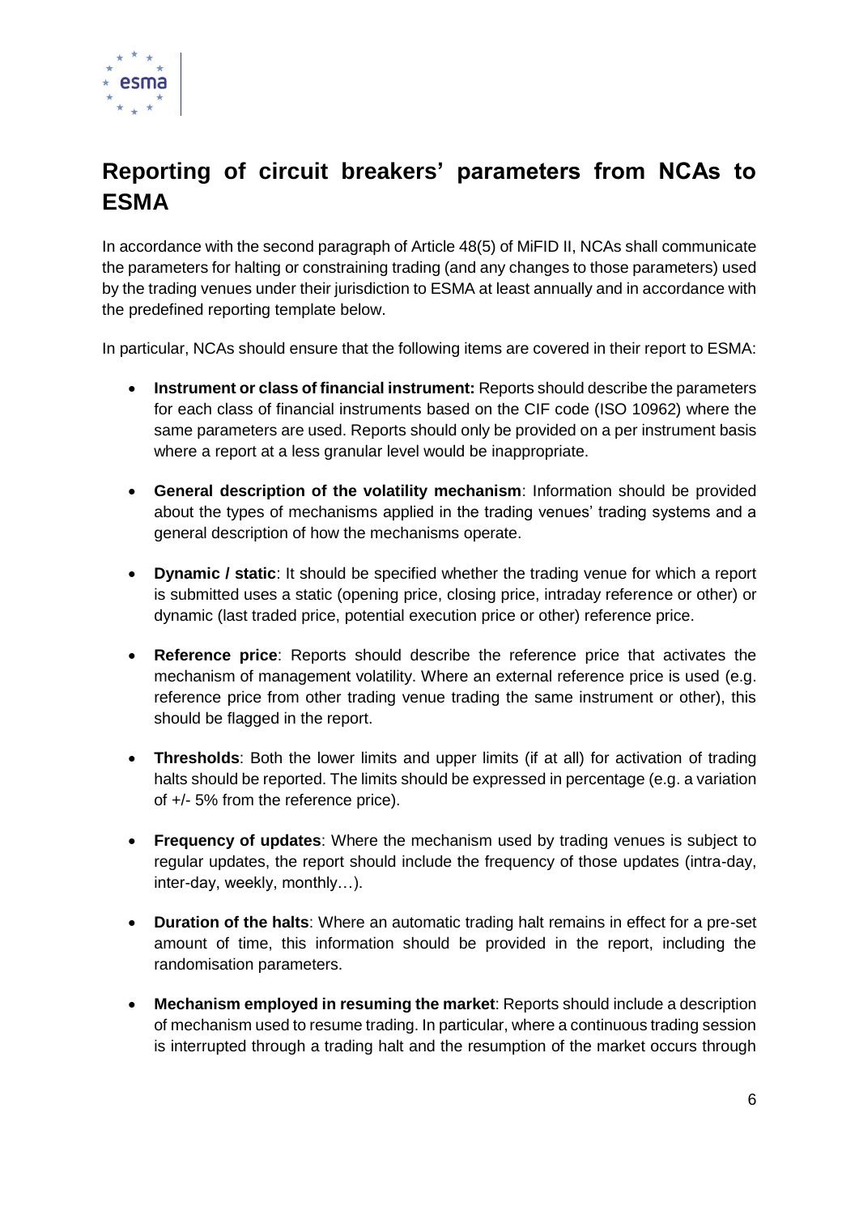# Reporting of circuit breakers' parameters from NCAs to ESMA

In accordance with the second paragraph of Article 48(5) of MiFID II, NCAs shall communicate the parameters for halting or constraining trading (and any changes to those parameters) used by the trading venues under their jurisdiction to ESMA at least annually and in accordance with the predefined reporting template below.

In particular, NCAs should ensure that the following items are covered in their report to ESMA:

- **Instrument or class of financial instrument:** Reports should describe the parameters for each class of financial instruments based on the CIF code (ISO 10962) where the same parameters are used. Reports should only be provided on a per instrument basis where a report at a less granular level would be inappropriate.

- **General description of the volatility mechanism**: Information should be provided about the types of mechanisms applied in the trading venues' trading systems and a general description of how the mechanisms operate.

- **Dynamic / static**: It should be specified whether the trading venue for which a report is submitted uses a static (opening price, closing price, intraday reference or other) or dynamic (last traded price, potential execution price or other) reference price.

- **Reference price**: Reports should describe the reference price that activates the mechanism of management volatility. Where an external reference price is used (e.g. reference price from other trading venue trading the same instrument or other), this should be flagged in the report.

- **Thresholds**: Both the lower limits and upper limits (if at all) for activation of trading halts should be reported. The limits should be expressed in percentage (e.g. a variation of +/- 5% from the reference price).

- **Frequency of updates**: Where the mechanism used by trading venues is subject to regular updates, the report should include the frequency of those updates (intra-day, inter-day, weekly, monthly…).

- **Duration of the halts**: Where an automatic trading halt remains in effect for a pre-set amount of time, this information should be provided in the report, including the randomisation parameters.

- **Mechanism employed in resuming the market**: Reports should include a description of mechanism used to resume trading. In particular, where a continuous trading session is interrupted through a trading halt and the resumption of the market occurs through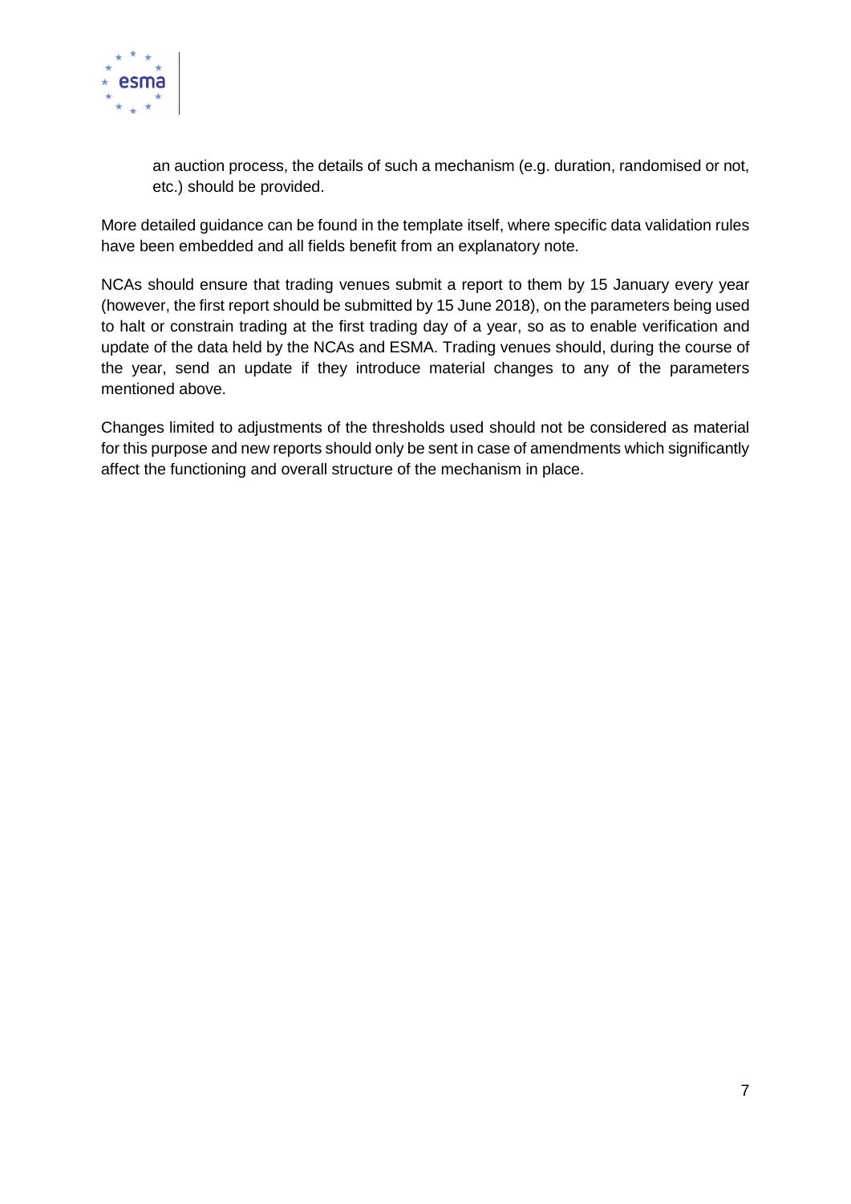an auction process, the details of such a mechanism (e.g. duration, randomised or not, etc.) should be provided.

More detailed guidance can be found in the template itself, where specific data validation rules have been embedded and all fields benefit from an explanatory note.

NCAs should ensure that trading venues submit a report to them by 15 January every year (however, the first report should be submitted by 15 June 2018), on the parameters being used to halt or constrain trading at the first trading day of a year, so as to enable verification and update of the data held by the NCAs and ESMA. Trading venues should, during the course of the year, send an update if they introduce material changes to any of the parameters mentioned above.

Changes limited to adjustments of the thresholds used should not be considered as material for this purpose and new reports should only be sent in case of amendments which significantly affect the functioning and overall structure of the mechanism in place.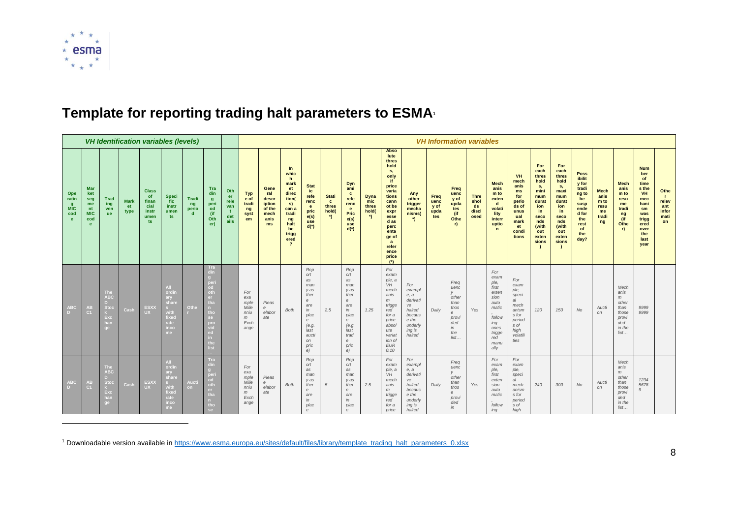# Template for reporting trading halt parameters to ESMA[1]

| VH Identification variables (levels) | | | | | | | | | VH Information variables | | | | | | | | | | | | | | | | | | | | | |
|---|---|---|---|---|---|---|---|---|---|---|---|---|---|---|---|---|---|---|---|---|---|---|---|---|---|---|---|---|---|---|
| Operating MIC code | Market segment MIC code | Trading venue | Market type | Class of financial instruments | Specific instruments | Trading period | Trading period (if Other) | Other relevant details | Type of trading system | General description of the mechanisms | In which market direction(s) can a trading halt be triggered? | Static reference price(s) used(*) | Static thresholds(*) | Dynamic reference Price(s) used(*) | Dynamic thresholds(*) | Absolute thresholds, only if price variations cannot be expressed as percentage of a reference price (*) | Any other trigger mechanisms(*) | Frequency of updates | Frequency of updates (if Other) | Thresholds disclosed | Mechanism to extend volatility interruption | VH mechanisms for periods of unusual market conditions | For each threshold, minimum duration in seconds (without extensions) | For each threshold, maximum duration in seconds (without extensions) | Possibility for trading to be suspended for the rest of the day? | Mechanism to resume trading | Mechanism to resume trading (if Other) | Number of times the VH mechanism was triggered over the last year | Other relevant information |
| ABCD | ABC1 | The ABCD Stock Exchange | Cash | ESXXUX | All ordinary shares with fixed rate income | Other | Trading period other than those provided in the list… | | For example Millennium Exchange | Please elaborate | Both | Report as many as there are in place (e.g. last auction price) | 2.5 | Report as many as there are in place (e.g. last trade price) | 1.25 | For example, a VH mechanism triggered for a price absolute variation of EUR 0.10 | For example, a derivative halted because the underlying is halted | Daily | Frequency other than those provided in the list… | Yes | For example, first extension automatic, following ones triggered manually | For example, special mechanisms for periods of high volatilities | 120 | 150 | No | Auction | Mechanism other than those provided in the list… | 99999999 | |
| ABCD | ABC1 | The ABCD Stock Exchange | Cash | ESXXUX | All ordinary shares with fixed rate income | Auction | Trading period other than those | | For example Millennium Exchange | Please elaborate | Both | Report as many as there are in place | 5 | Report as many as there are in place | 2.5 | For example, a VH mechanism triggered for a price | For example, a derivative halted because the underlying is halted | Daily | Frequency other than those provided in | Yes | For example, first extension automatic, following | For example, special mechanisms for period s of high | 240 | 300 | No | Auction | Mechanism other than those provided in the list… | 12345678 9 | |

[1] Downloadable version available in https://www.esma.europa.eu/sites/default/files/library/template_trading_halt_parameters_0.xlsx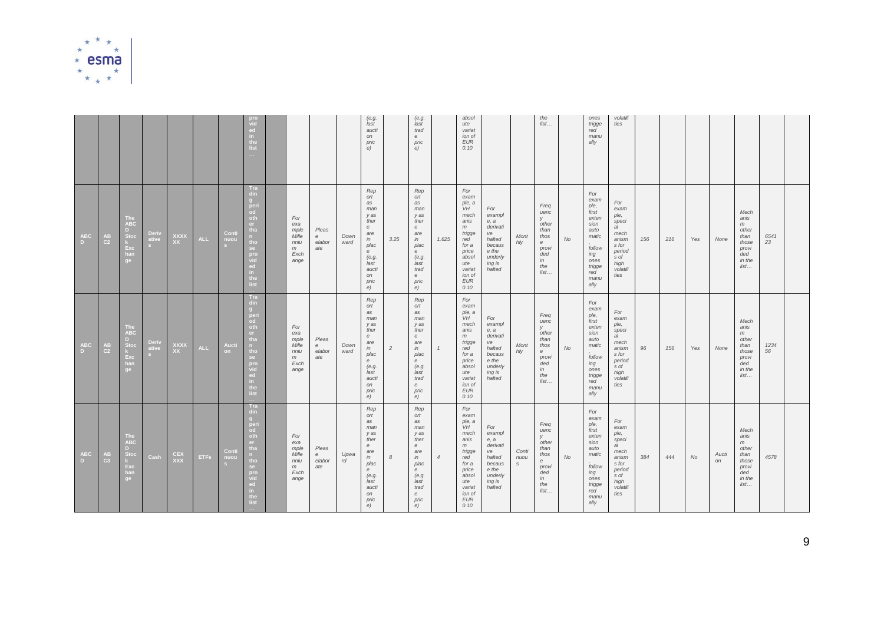| | | | | | | | | | | | | | | | | | | | | | | | | | | | | |
|---|---|---|---|---|---|---|---|---|---|---|---|---|---|---|---|---|---|---|---|---|---|---|---|---|---|---|---|---|
| | | | | | | | provided in the list… | | | | | (e.g. last auction price) | | (e.g. last trade price) | | absolute variation of EUR 0.10 | | | the list… | | ones triggered manually | volatilities | | | | | | | |
| ABCD | ABC2 | The ABCD Stock Exchange | Derivatives | XXXXXX | ALL | Continuous | Trading period other than those provided in the list… | | For example Millennium Exchange | Please elaborate | Downward | Report as many as there are in place (e.g. last auction price) | 3.25 | Report as many as there are in place (e.g. last trade price) | 1.625 | For example, a VH mechanism triggered for a price absolute variation of EUR 0.10 | For example, a derivative halted because the underlying is halted | Monthly | Frequency other than those provided in the list… | No | For example, first extension automatic, following ones triggered manually | For example, special mechanisms for period s of high volatilities | 156 | 216 | Yes | None | Mechanism other than those provided in the list… | 654123 | |
| ABCD | ABC2 | The ABCD Stock Exchange | Derivatives | XXXXXX | ALL | Auction | Trading period other than those provided in the list… | | For example Millennium Exchange | Please elaborate | Downward | Report as many as there are in place (e.g. last auction price) | 2 | Report as many as there are in place (e.g. last trade price) | 1 | For example, a VH mechanism triggered for a price absolute variation of EUR 0.10 | For example, a derivative halted because the underlying is halted | Monthly | Frequency other than those provided in the list… | No | For example, first extension automatic, following ones triggered manually | For example, special mechanisms for period s of high volatilities | 96 | 156 | Yes | None | Mechanism other than those provided in the list… | 123456 | |
| ABCD | ABC3 | The ABCD Stock Exchange | Cash | CEXXXX | ETFs | Continuous | Trading period other than those provided in the list… | | For example Millennium Exchange | Please elaborate | Upward | Report as many as there are in place (e.g. last auction price) | 8 | Report as many as there are in place (e.g. last trade price) | 4 | For example, a VH mechanism triggered for a price absolute variation of EUR 0.10 | For example, a derivative halted because the underlying is halted | Continuous | Frequency other than those provided in the list… | No | For example, first extension automatic, following ones triggered manually | For example, special mechanisms for period s of high volatilities | 384 | 444 | No | Auction | Mechanism other than those provided in the list… | 4578 | |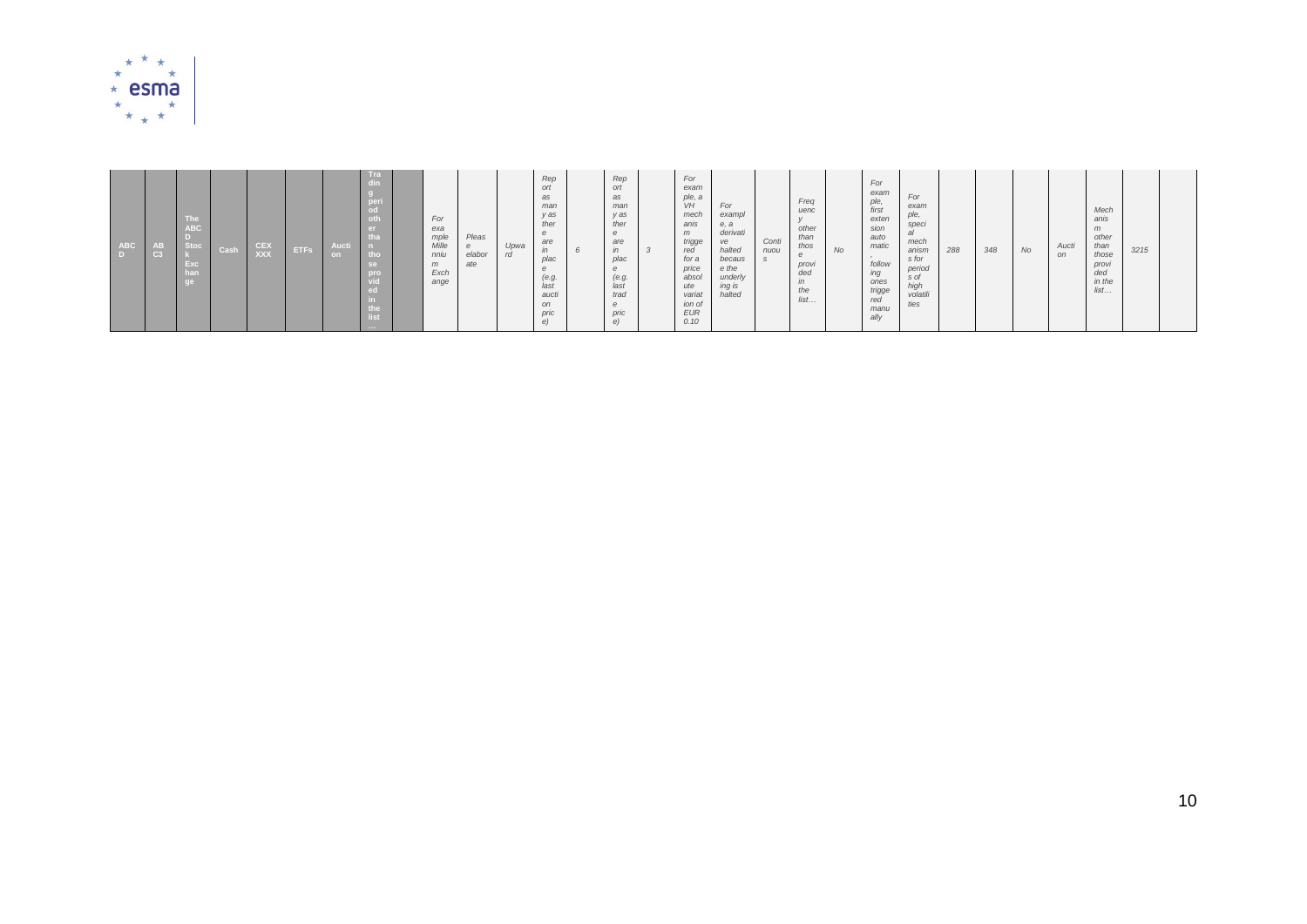| ABCD | ABC3 | The ABCD Stock Exchange | Cash | CEX XXX | ETFs | Auction | Trading period other than those provided in the list… | | For example Millennium Exchange | Please elaborate | Upward | Report as many as there are in place (e.g. last auction price) | 6 | Report as many as there are in place (e.g. last trade price) | 3 | For example, a VH mechanism triggered for a price absolute variation of EUR 0.10 | For example, a derivative halted because the underlying is halted | Continuous | Frequency other than those provided in the list… | No | For example, first extension automatic, following ones triggered manually | For example, special mechanisms for periods of high volatilities | 288 | 348 | No | Auction | Mechanism other than those provided in the list… | 3215 | |
|---|---|---|---|---|---|---|---|---|---|---|---|---|---|---|---|---|---|---|---|---|---|---|---|---|---|---|---|---|---|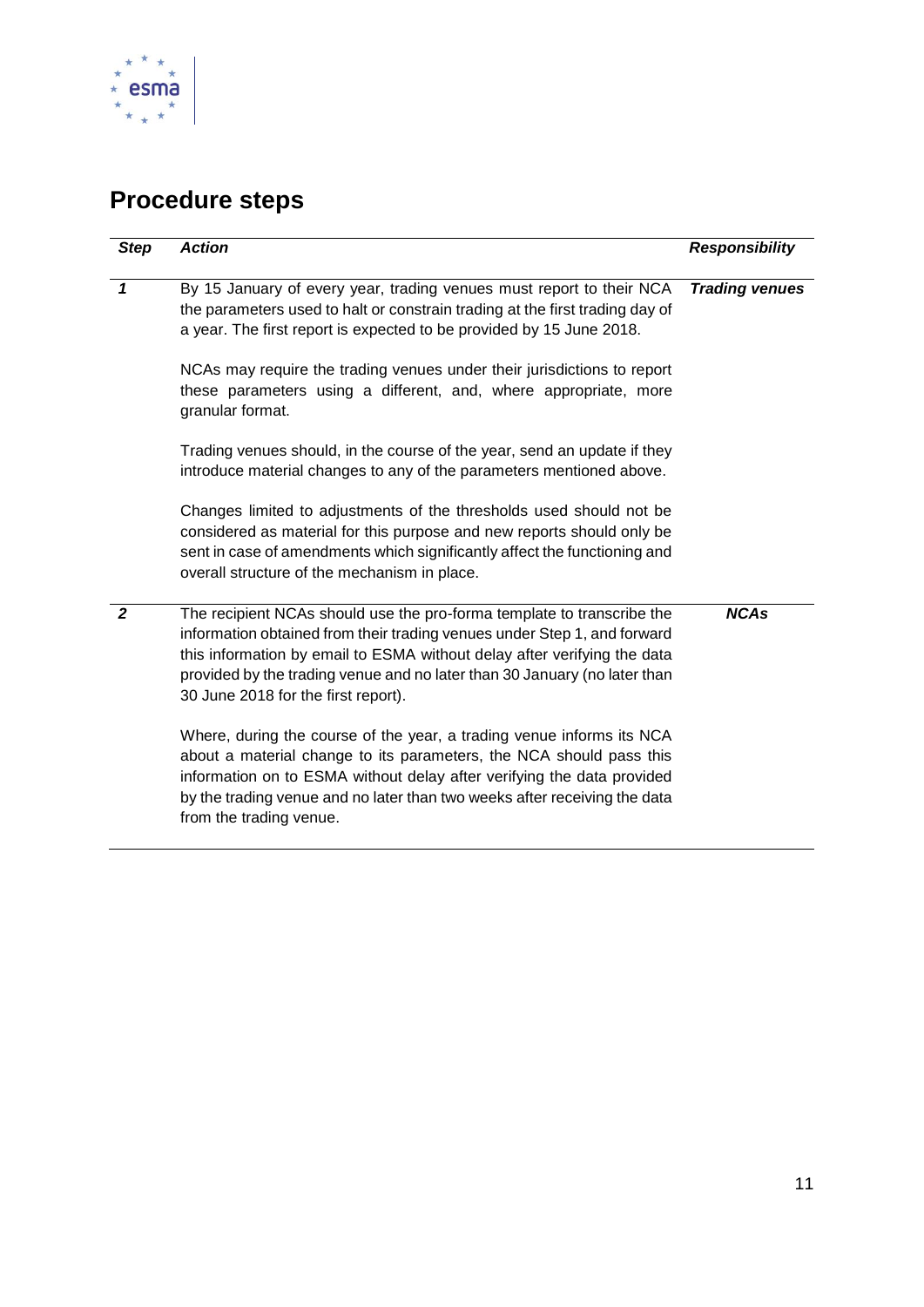## Procedure steps

| *Step* | *Action* | *Responsibility* |
|---|---|---|
| *1* | By 15 January of every year, trading venues must report to their NCA the parameters used to halt or constrain trading at the first trading day of a year. The first report is expected to be provided by 15 June 2018.<br><br>NCAs may require the trading venues under their jurisdictions to report these parameters using a different, and, where appropriate, more granular format.<br><br>Trading venues should, in the course of the year, send an update if they introduce material changes to any of the parameters mentioned above.<br><br>Changes limited to adjustments of the thresholds used should not be considered as material for this purpose and new reports should only be sent in case of amendments which significantly affect the functioning and overall structure of the mechanism in place. | ***Trading venues*** |
| *2* | The recipient NCAs should use the pro-forma template to transcribe the information obtained from their trading venues under Step 1, and forward this information by email to ESMA without delay after verifying the data provided by the trading venue and no later than 30 January (no later than 30 June 2018 for the first report).<br><br>Where, during the course of the year, a trading venue informs its NCA about a material change to its parameters, the NCA should pass this information on to ESMA without delay after verifying the data provided by the trading venue and no later than two weeks after receiving the data from the trading venue. | ***NCAs*** |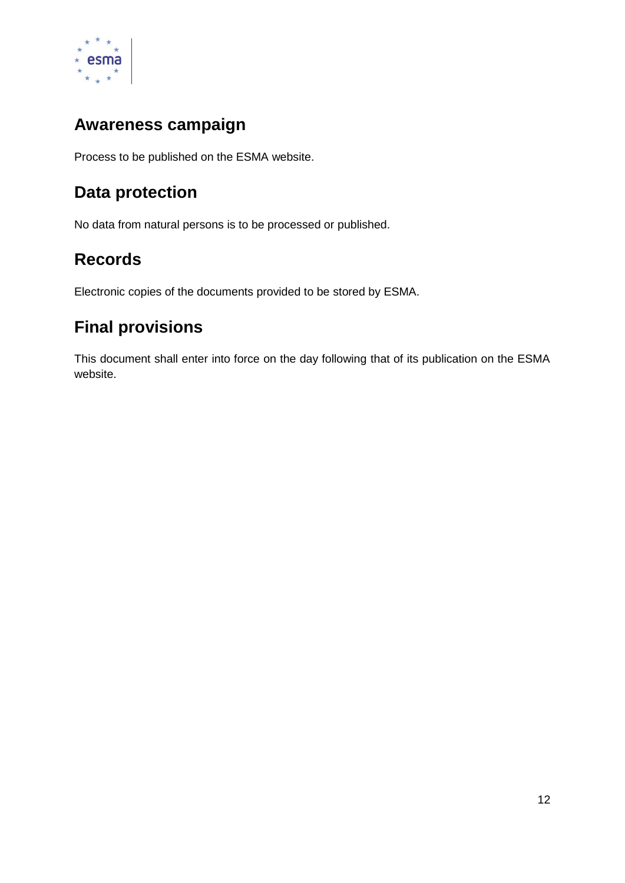## Awareness campaign

Process to be published on the ESMA website.

## Data protection

No data from natural persons is to be processed or published.

## Records

Electronic copies of the documents provided to be stored by ESMA.

## Final provisions

This document shall enter into force on the day following that of its publication on the ESMA website.